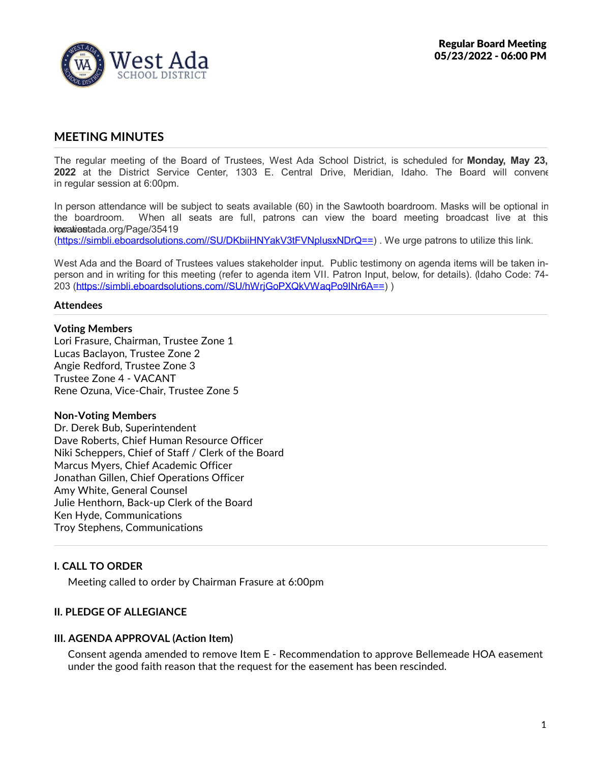Regular Board Meeting
05/23/2022 - 06:00 PM

## MEETING MINUTES

The regular meeting of the Board of Trustees, West Ada School District, is scheduled for **Monday, May 23, 2022** at the District Service Center, 1303 E. Central Drive, Meridian, Idaho. The Board will convene in regular session at 6:00pm.

In person attendance will be subject to seats available (60) in the Sawtooth boardroom. Masks will be optional in the boardroom. When all seats are full, patrons can view the board meeting broadcast live at this location www.westada.org/Page/35419 (https://simbli.eboardsolutions.com//SU/DKbiiHNYakV3tFVNplusxNDrQ==) . We urge patrons to utilize this link.

West Ada and the Board of Trustees values stakeholder input. Public testimony on agenda items will be taken in-person and in writing for this meeting (refer to agenda item VII. Patron Input, below, for details). (Idaho Code: 74-203 (https://simbli.eboardsolutions.com//SU/hWrjGoPXQkVWaqPo9INr6A==) )

### Attendees

**Voting Members**
Lori Frasure, Chairman, Trustee Zone 1
Lucas Baclayon, Trustee Zone 2
Angie Redford, Trustee Zone 3
Trustee Zone 4 - VACANT
Rene Ozuna, Vice-Chair, Trustee Zone 5

**Non-Voting Members**
Dr. Derek Bub, Superintendent
Dave Roberts, Chief Human Resource Officer
Niki Scheppers, Chief of Staff / Clerk of the Board
Marcus Myers, Chief Academic Officer
Jonathan Gillen, Chief Operations Officer
Amy White, General Counsel
Julie Henthorn, Back-up Clerk of the Board
Ken Hyde, Communications
Troy Stephens, Communications

### I. CALL TO ORDER

Meeting called to order by Chairman Frasure at 6:00pm

### II. PLEDGE OF ALLEGIANCE

### III. AGENDA APPROVAL (Action Item)

Consent agenda amended to remove Item E - Recommendation to approve Bellemeade HOA easement under the good faith reason that the request for the easement has been rescinded.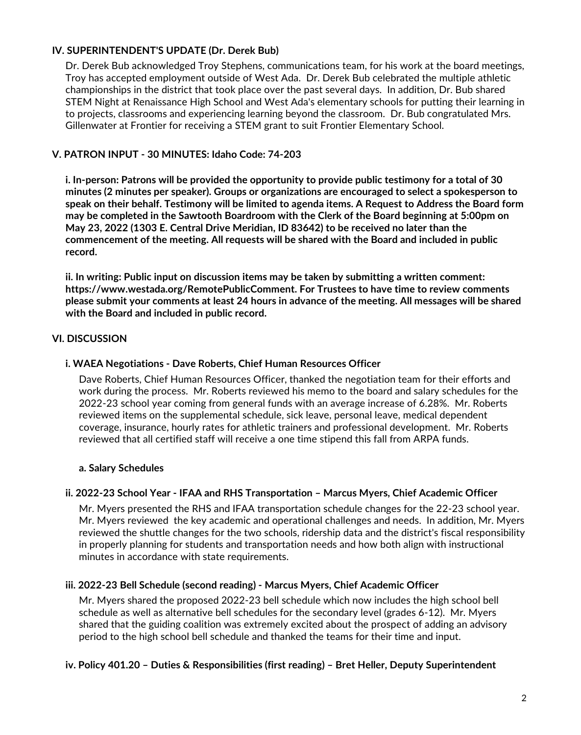### IV. SUPERINTENDENT'S UPDATE (Dr. Derek Bub)

Dr. Derek Bub acknowledged Troy Stephens, communications team, for his work at the board meetings, Troy has accepted employment outside of West Ada. Dr. Derek Bub celebrated the multiple athletic championships in the district that took place over the past several days. In addition, Dr. Bub shared STEM Night at Renaissance High School and West Ada's elementary schools for putting their learning in to projects, classrooms and experiencing learning beyond the classroom. Dr. Bub congratulated Mrs. Gillenwater at Frontier for receiving a STEM grant to suit Frontier Elementary School.

### V. PATRON INPUT - 30 MINUTES: Idaho Code: 74-203

**i. In-person: Patrons will be provided the opportunity to provide public testimony for a total of 30 minutes (2 minutes per speaker). Groups or organizations are encouraged to select a spokesperson to speak on their behalf. Testimony will be limited to agenda items. A Request to Address the Board form may be completed in the Sawtooth Boardroom with the Clerk of the Board beginning at 5:00pm on May 23, 2022 (1303 E. Central Drive Meridian, ID 83642) to be received no later than the commencement of the meeting. All requests will be shared with the Board and included in public record.**

**ii. In writing: Public input on discussion items may be taken by submitting a written comment: https://www.westada.org/RemotePublicComment. For Trustees to have time to review comments please submit your comments at least 24 hours in advance of the meeting. All messages will be shared with the Board and included in public record.**

### VI. DISCUSSION

#### i. WAEA Negotiations - Dave Roberts, Chief Human Resources Officer

Dave Roberts, Chief Human Resources Officer, thanked the negotiation team for their efforts and work during the process. Mr. Roberts reviewed his memo to the board and salary schedules for the 2022-23 school year coming from general funds with an average increase of 6.28%. Mr. Roberts reviewed items on the supplemental schedule, sick leave, personal leave, medical dependent coverage, insurance, hourly rates for athletic trainers and professional development. Mr. Roberts reviewed that all certified staff will receive a one time stipend this fall from ARPA funds.

**a. Salary Schedules**

#### ii. 2022-23 School Year - IFAA and RHS Transportation – Marcus Myers, Chief Academic Officer

Mr. Myers presented the RHS and IFAA transportation schedule changes for the 22-23 school year. Mr. Myers reviewed the key academic and operational challenges and needs. In addition, Mr. Myers reviewed the shuttle changes for the two schools, ridership data and the district's fiscal responsibility in properly planning for students and transportation needs and how both align with instructional minutes in accordance with state requirements.

#### iii. 2022-23 Bell Schedule (second reading) - Marcus Myers, Chief Academic Officer

Mr. Myers shared the proposed 2022-23 bell schedule which now includes the high school bell schedule as well as alternative bell schedules for the secondary level (grades 6-12). Mr. Myers shared that the guiding coalition was extremely excited about the prospect of adding an advisory period to the high school bell schedule and thanked the teams for their time and input.

#### iv. Policy 401.20 – Duties & Responsibilities (first reading) – Bret Heller, Deputy Superintendent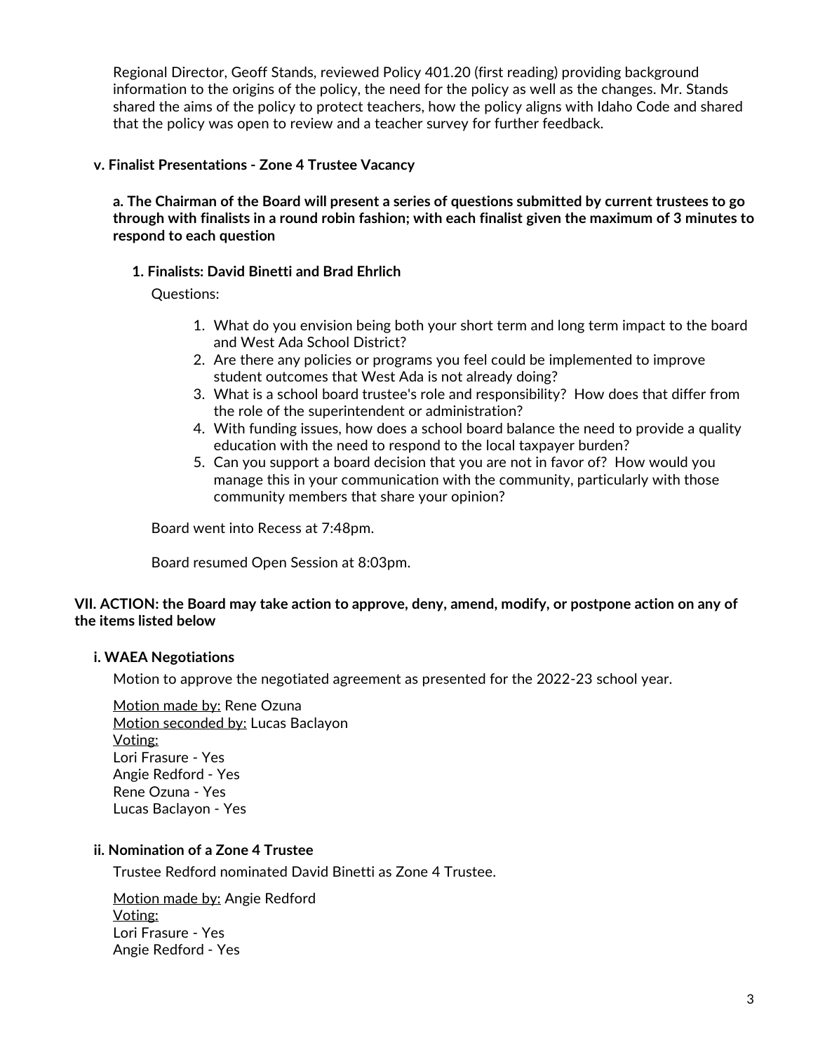Regional Director, Geoff Stands, reviewed Policy 401.20 (first reading) providing background information to the origins of the policy, the need for the policy as well as the changes. Mr. Stands shared the aims of the policy to protect teachers, how the policy aligns with Idaho Code and shared that the policy was open to review and a teacher survey for further feedback.

**v. Finalist Presentations - Zone 4 Trustee Vacancy**

**a. The Chairman of the Board will present a series of questions submitted by current trustees to go through with finalists in a round robin fashion; with each finalist given the maximum of 3 minutes to respond to each question**

**1. Finalists: David Binetti and Brad Ehrlich**

Questions:

1. What do you envision being both your short term and long term impact to the board and West Ada School District?
2. Are there any policies or programs you feel could be implemented to improve student outcomes that West Ada is not already doing?
3. What is a school board trustee's role and responsibility? How does that differ from the role of the superintendent or administration?
4. With funding issues, how does a school board balance the need to provide a quality education with the need to respond to the local taxpayer burden?
5. Can you support a board decision that you are not in favor of? How would you manage this in your communication with the community, particularly with those community members that share your opinion?

Board went into Recess at 7:48pm.

Board resumed Open Session at 8:03pm.

**VII. ACTION: the Board may take action to approve, deny, amend, modify, or postpone action on any of the items listed below**

**i. WAEA Negotiations**

Motion to approve the negotiated agreement as presented for the 2022-23 school year.

Motion made by: Rene Ozuna
Motion seconded by: Lucas Baclayon
Voting:
Lori Frasure - Yes
Angie Redford - Yes
Rene Ozuna - Yes
Lucas Baclayon - Yes

**ii. Nomination of a Zone 4 Trustee**

Trustee Redford nominated David Binetti as Zone 4 Trustee.

Motion made by: Angie Redford
Voting:
Lori Frasure - Yes
Angie Redford - Yes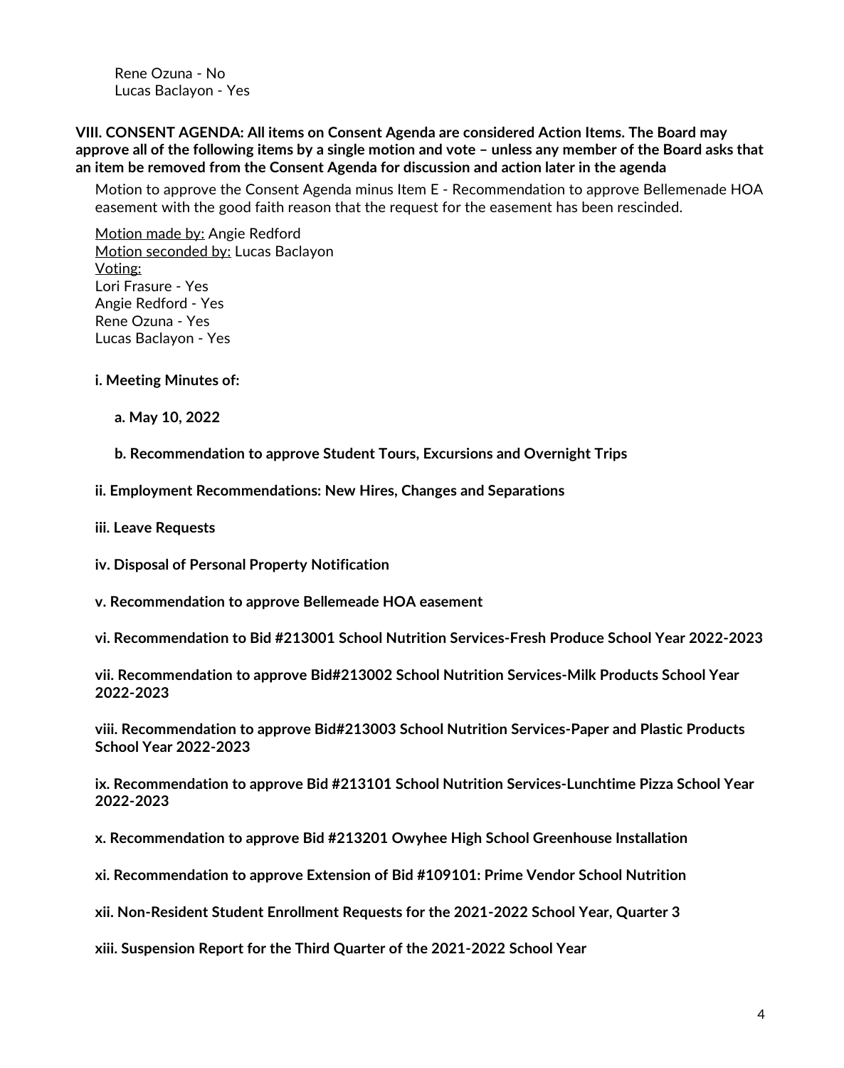Rene Ozuna - No
Lucas Baclayon - Yes

**VIII. CONSENT AGENDA: All items on Consent Agenda are considered Action Items. The Board may approve all of the following items by a single motion and vote – unless any member of the Board asks that an item be removed from the Consent Agenda for discussion and action later in the agenda**

Motion to approve the Consent Agenda minus Item E - Recommendation to approve Bellemenade HOA easement with the good faith reason that the request for the easement has been rescinded.

Motion made by: Angie Redford
Motion seconded by: Lucas Baclayon
Voting:
Lori Frasure - Yes
Angie Redford - Yes
Rene Ozuna - Yes
Lucas Baclayon - Yes

**i. Meeting Minutes of:**

**a. May 10, 2022**

**b. Recommendation to approve Student Tours, Excursions and Overnight Trips**

**ii. Employment Recommendations: New Hires, Changes and Separations**

**iii. Leave Requests**

**iv. Disposal of Personal Property Notification**

**v. Recommendation to approve Bellemeade HOA easement**

**vi. Recommendation to Bid #213001 School Nutrition Services-Fresh Produce School Year 2022-2023**

**vii. Recommendation to approve Bid#213002 School Nutrition Services-Milk Products School Year 2022-2023**

**viii. Recommendation to approve Bid#213003 School Nutrition Services-Paper and Plastic Products School Year 2022-2023**

**ix. Recommendation to approve Bid #213101 School Nutrition Services-Lunchtime Pizza School Year 2022-2023**

**x. Recommendation to approve Bid #213201 Owyhee High School Greenhouse Installation**

**xi. Recommendation to approve Extension of Bid #109101: Prime Vendor School Nutrition**

**xii. Non-Resident Student Enrollment Requests for the 2021-2022 School Year, Quarter 3**

**xiii. Suspension Report for the Third Quarter of the 2021-2022 School Year**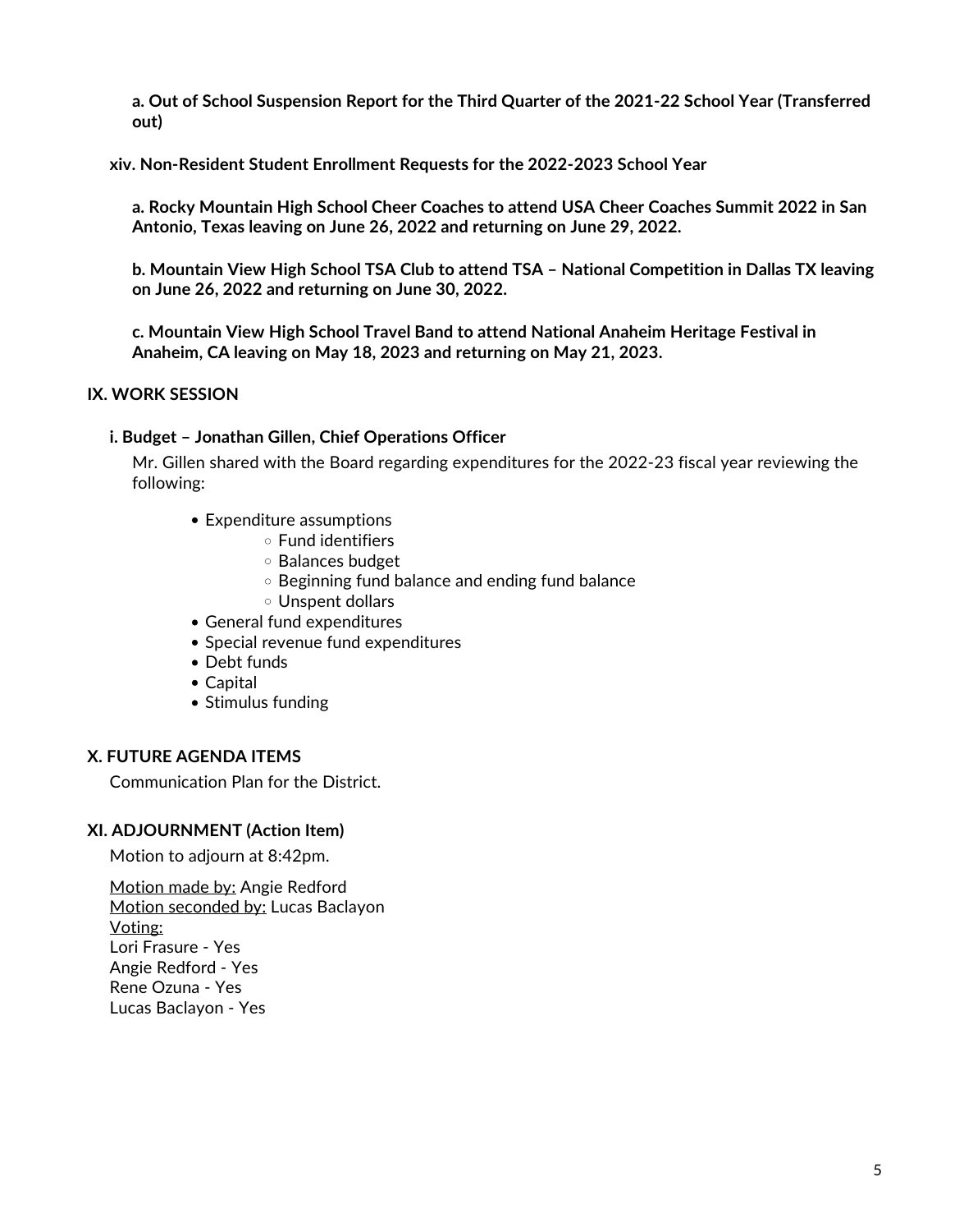**a. Out of School Suspension Report for the Third Quarter of the 2021-22 School Year (Transferred out)**

**xiv. Non-Resident Student Enrollment Requests for the 2022-2023 School Year**

**a. Rocky Mountain High School Cheer Coaches to attend USA Cheer Coaches Summit 2022 in San Antonio, Texas leaving on June 26, 2022 and returning on June 29, 2022.**

**b. Mountain View High School TSA Club to attend TSA – National Competition in Dallas TX leaving on June 26, 2022 and returning on June 30, 2022.**

**c. Mountain View High School Travel Band to attend National Anaheim Heritage Festival in Anaheim, CA leaving on May 18, 2023 and returning on May 21, 2023.**

## IX. WORK SESSION

### i. Budget – Jonathan Gillen, Chief Operations Officer

Mr. Gillen shared with the Board regarding expenditures for the 2022-23 fiscal year reviewing the following:

- Expenditure assumptions
  - Fund identifiers
  - Balances budget
  - Beginning fund balance and ending fund balance
  - Unspent dollars
- General fund expenditures
- Special revenue fund expenditures
- Debt funds
- Capital
- Stimulus funding

## X. FUTURE AGENDA ITEMS

Communication Plan for the District.

## XI. ADJOURNMENT (Action Item)

Motion to adjourn at 8:42pm.

Motion made by: Angie Redford
Motion seconded by: Lucas Baclayon
Voting:
Lori Frasure - Yes
Angie Redford - Yes
Rene Ozuna - Yes
Lucas Baclayon - Yes